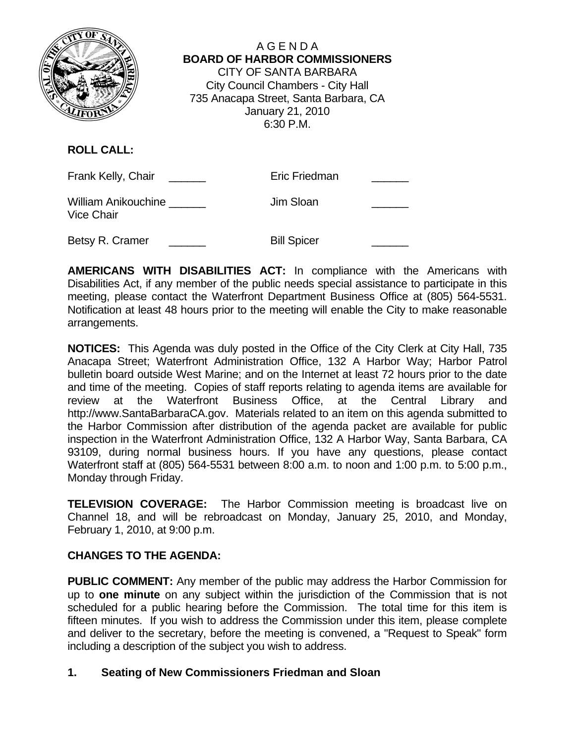# A G E N D A
## BOARD OF HARBOR COMMISSIONERS

CITY OF SANTA BARBARA
City Council Chambers - City Hall
735 Anacapa Street, Santa Barbara, CA
January 21, 2010
6:30 P.M.

**ROLL CALL:**

| | | | |
|---|---|---|---|
| Frank Kelly, Chair | ______ | Eric Friedman | ______ |
| William Anikouchine<br>Vice Chair | ______ | Jim Sloan | ______ |
| Betsy R. Cramer | ______ | Bill Spicer | ______ |

**AMERICANS WITH DISABILITIES ACT:** In compliance with the Americans with Disabilities Act, if any member of the public needs special assistance to participate in this meeting, please contact the Waterfront Department Business Office at (805) 564-5531. Notification at least 48 hours prior to the meeting will enable the City to make reasonable arrangements.

**NOTICES:** This Agenda was duly posted in the Office of the City Clerk at City Hall, 735 Anacapa Street; Waterfront Administration Office, 132 A Harbor Way; Harbor Patrol bulletin board outside West Marine; and on the Internet at least 72 hours prior to the date and time of the meeting. Copies of staff reports relating to agenda items are available for review at the Waterfront Business Office, at the Central Library and http://www.SantaBarbaraCA.gov. Materials related to an item on this agenda submitted to the Harbor Commission after distribution of the agenda packet are available for public inspection in the Waterfront Administration Office, 132 A Harbor Way, Santa Barbara, CA 93109, during normal business hours. If you have any questions, please contact Waterfront staff at (805) 564-5531 between 8:00 a.m. to noon and 1:00 p.m. to 5:00 p.m., Monday through Friday.

**TELEVISION COVERAGE:** The Harbor Commission meeting is broadcast live on Channel 18, and will be rebroadcast on Monday, January 25, 2010, and Monday, February 1, 2010, at 9:00 p.m.

**CHANGES TO THE AGENDA:**

**PUBLIC COMMENT:** Any member of the public may address the Harbor Commission for up to **one minute** on any subject within the jurisdiction of the Commission that is not scheduled for a public hearing before the Commission. The total time for this item is fifteen minutes. If you wish to address the Commission under this item, please complete and deliver to the secretary, before the meeting is convened, a "Request to Speak" form including a description of the subject you wish to address.

**1. Seating of New Commissioners Friedman and Sloan**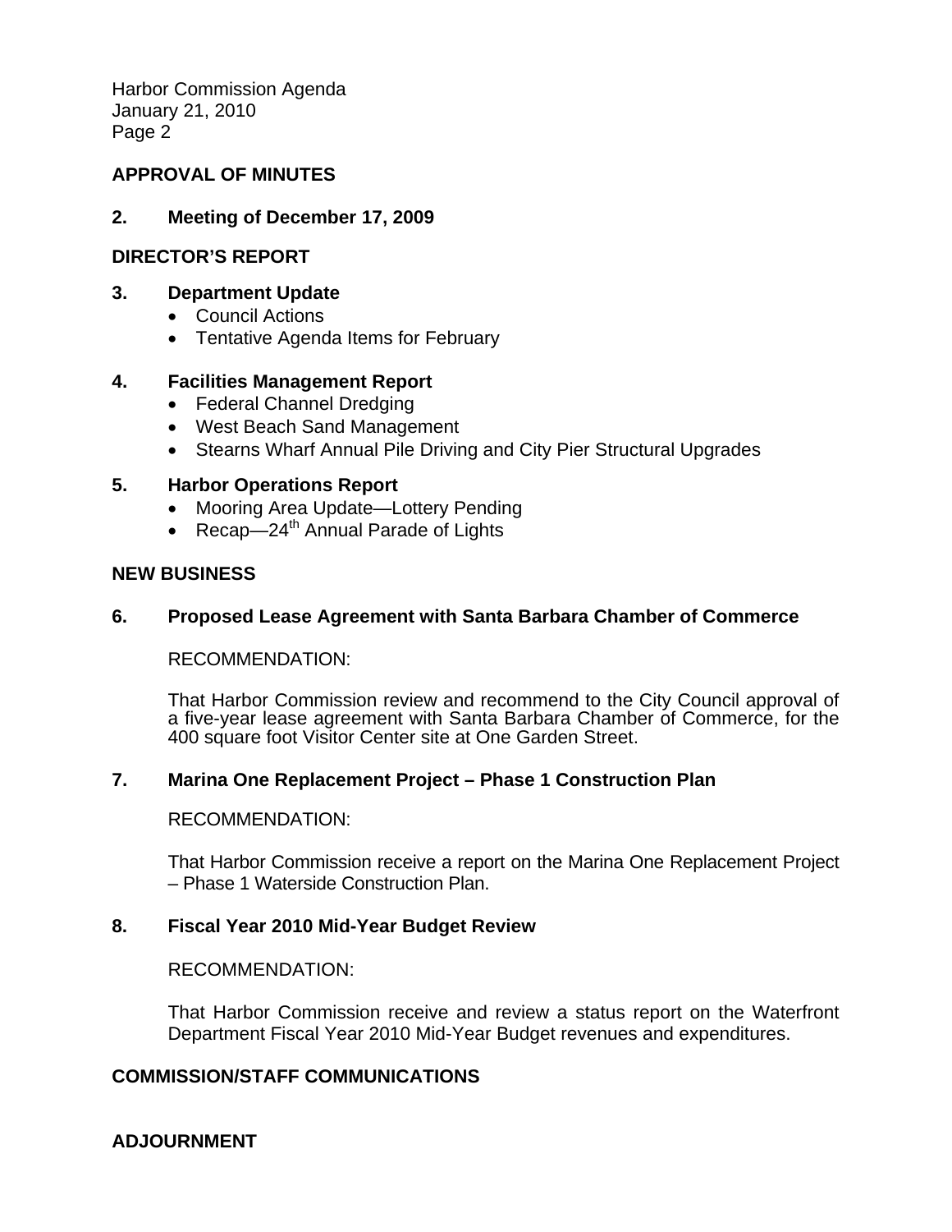## APPROVAL OF MINUTES

**2. Meeting of December 17, 2009**

## DIRECTOR'S REPORT

**3. Department Update**

- Council Actions
- Tentative Agenda Items for February

**4. Facilities Management Report**

- Federal Channel Dredging
- West Beach Sand Management
- Stearns Wharf Annual Pile Driving and City Pier Structural Upgrades

**5. Harbor Operations Report**

- Mooring Area Update—Lottery Pending
- Recap—24th Annual Parade of Lights

## NEW BUSINESS

**6. Proposed Lease Agreement with Santa Barbara Chamber of Commerce**

RECOMMENDATION:

That Harbor Commission review and recommend to the City Council approval of a five-year lease agreement with Santa Barbara Chamber of Commerce, for the 400 square foot Visitor Center site at One Garden Street.

**7. Marina One Replacement Project – Phase 1 Construction Plan**

RECOMMENDATION:

That Harbor Commission receive a report on the Marina One Replacement Project – Phase 1 Waterside Construction Plan.

**8. Fiscal Year 2010 Mid-Year Budget Review**

RECOMMENDATION:

That Harbor Commission receive and review a status report on the Waterfront Department Fiscal Year 2010 Mid-Year Budget revenues and expenditures.

## COMMISSION/STAFF COMMUNICATIONS

## ADJOURNMENT